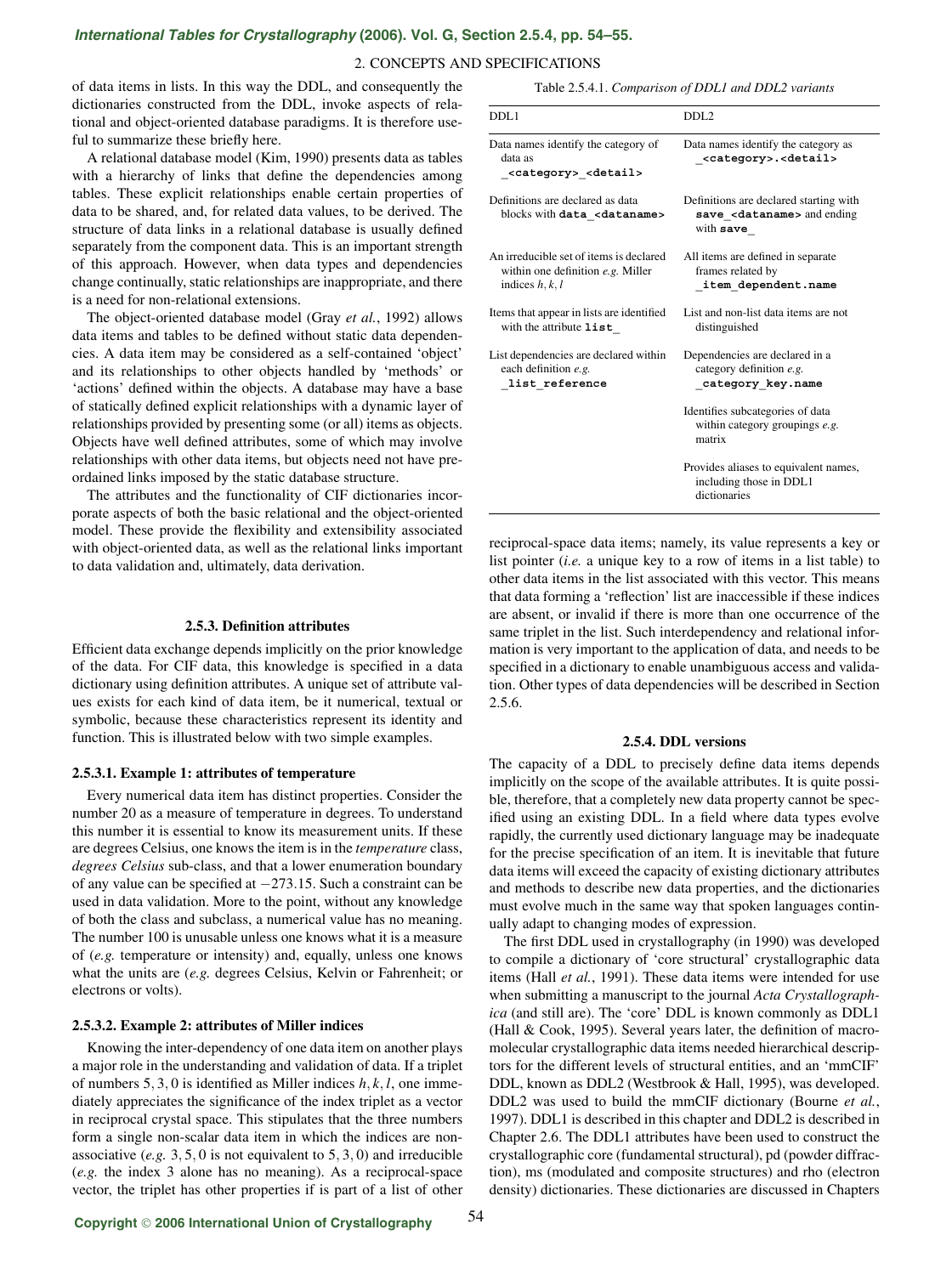of data items in lists. In this way the DDL, and consequently the dictionaries constructed from the DDL, invoke aspects of relational and object-oriented database paradigms. It is therefore useful to summarize these briefly here.

A relational database model (Kim, 1990) presents data as tables with a hierarchy of links that define the dependencies among tables. These explicit relationships enable certain properties of data to be shared, and, for related data values, to be derived. The structure of data links in a relational database is usually defined separately from the component data. This is an important strength of this approach. However, when data types and dependencies change continually, static relationships are inappropriate, and there is a need for non-relational extensions.

The object-oriented database model (Gray *et al.*, 1992) allows data items and tables to be defined without static data dependencies. A data item may be considered as a self-contained 'object' and its relationships to other objects handled by 'methods' or 'actions' defined within the objects. A database may have a base of statically defined explicit relationships with a dynamic layer of relationships provided by presenting some (or all) items as objects. Objects have well defined attributes, some of which may involve relationships with other data items, but objects need not have preordained links imposed by the static database structure.

The attributes and the functionality of CIF dictionaries incorporate aspects of both the basic relational and the object-oriented model. These provide the flexibility and extensibility associated with object-oriented data, as well as the relational links important to data validation and, ultimately, data derivation.

### 2.5.3. Definition attributes

Efficient data exchange depends implicitly on the prior knowledge of the data. For CIF data, this knowledge is specified in a data dictionary using definition attributes. A unique set of attribute values exists for each kind of data item, be it numerical, textual or symbolic, because these characteristics represent its identity and function. This is illustrated below with two simple examples.

#### 2.5.3.1. Example 1: attributes of temperature

Every numerical data item has distinct properties. Consider the number 20 as a measure of temperature in degrees. To understand this number it is essential to know its measurement units. If these are degrees Celsius, one knows the item is in the *temperature* class, *degrees Celsius* sub-class, and that a lower enumeration boundary of any value can be specified at $-273.15$. Such a constraint can be used in data validation. More to the point, without any knowledge of both the class and subclass, a numerical value has no meaning. The number 100 is unusable unless one knows what it is a measure of (*e.g.* temperature or intensity) and, equally, unless one knows what the units are (*e.g.* degrees Celsius, Kelvin or Fahrenheit; or electrons or volts).

#### 2.5.3.2. Example 2: attributes of Miller indices

Knowing the inter-dependency of one data item on another plays a major role in the understanding and validation of data. If a triplet of numbers $5, 3, 0$ is identified as Miller indices $h, k, l$, one immediately appreciates the significance of the index triplet as a vector in reciprocal crystal space. This stipulates that the three numbers form a single non-scalar data item in which the indices are non-associative (*e.g.* $3, 5, 0$ is not equivalent to $5, 3, 0$) and irreducible (*e.g.* the index 3 alone has no meaning). As a reciprocal-space vector, the triplet has other properties if is part of a list of other reciprocal-space data items; namely, its value represents a key or list pointer (*i.e.* a unique key to a row of items in a list table) to other data items in the list associated with this vector. This means that data forming a 'reflection' list are inaccessible if these indices are absent, or invalid if there is more than one occurrence of the same triplet in the list. Such interdependency and relational information is very important to the application of data, and needs to be specified in a dictionary to enable unambiguous access and validation. Other types of data dependencies will be described in Section 2.5.6.

Table 2.5.4.1. *Comparison of DDL1 and DDL2 variants*

| DDL1 | DDL2 |
|---|---|
| Data names identify the category of data as `_<category>_<detail>` | Data names identify the category as `_<category>.<detail>` |
| Definitions are declared as data blocks with `data_<dataname>` | Definitions are declared starting with `save_<dataname>` and ending with `save_` |
| An irreducible set of items is declared within one definition *e.g.* Miller indices $h, k, l$ | All items are defined in separate frames related by `_item_dependent.name` |
| Items that appear in lists are identified with the attribute `list_` | List and non-list data items are not distinguished |
| List dependencies are declared within each definition *e.g.* `_list_reference` | Dependencies are declared in a category definition *e.g.* `_category_key.name` |
| | Identifies subcategories of data within category groupings *e.g.* matrix |
| | Provides aliases to equivalent names, including those in DDL1 dictionaries |

### 2.5.4. DDL versions

The capacity of a DDL to precisely define data items depends implicitly on the scope of the available attributes. It is quite possible, therefore, that a completely new data property cannot be specified using an existing DDL. In a field where data types evolve rapidly, the currently used dictionary language may be inadequate for the precise specification of an item. It is inevitable that future data items will exceed the capacity of existing dictionary attributes and methods to describe new data properties, and the dictionaries must evolve much in the same way that spoken languages continually adapt to changing modes of expression.

The first DDL used in crystallography (in 1990) was developed to compile a dictionary of 'core structural' crystallographic data items (Hall *et al.*, 1991). These data items were intended for use when submitting a manuscript to the journal *Acta Crystallographica* (and still are). The 'core' DDL is known commonly as DDL1 (Hall & Cook, 1995). Several years later, the definition of macromolecular crystallographic data items needed hierarchical descriptors for the different levels of structural entities, and an 'mmCIF' DDL, known as DDL2 (Westbrook & Hall, 1995), was developed. DDL2 was used to build the mmCIF dictionary (Bourne *et al.*, 1997). DDL1 is described in this chapter and DDL2 is described in Chapter 2.6. The DDL1 attributes have been used to construct the crystallographic core (fundamental structural), pd (powder diffraction), ms (modulated and composite structures) and rho (electron density) dictionaries. These dictionaries are discussed in Chapters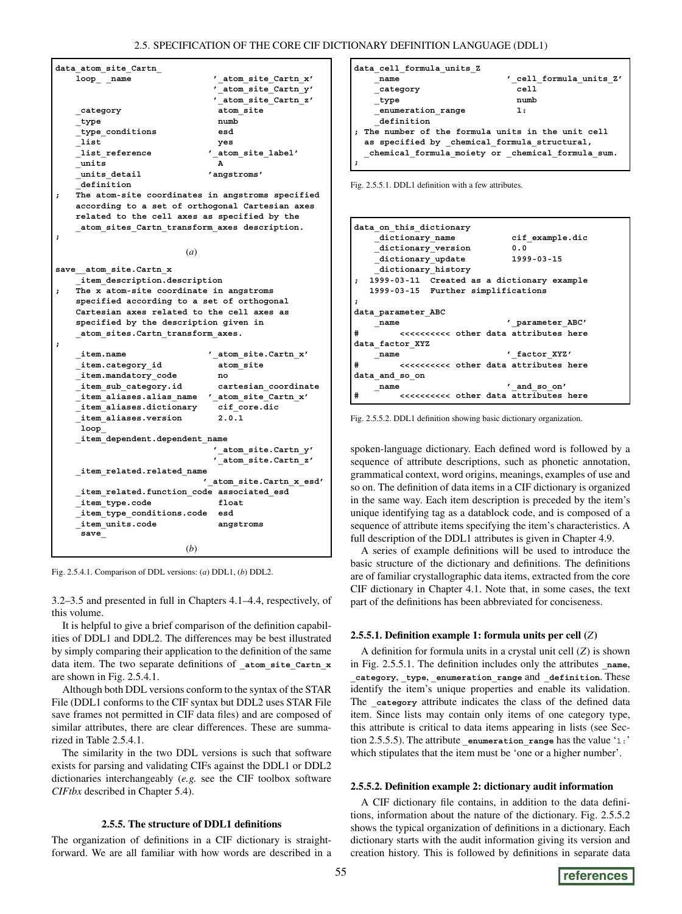```
data_atom_site_Cartn_
    loop_ _name                  '_atom_site_Cartn_x'
                                 '_atom_site_Cartn_y'
                                 '_atom_site_Cartn_z'
    _category                     atom_site
    _type                         numb
    _type_conditions              esd
    _list                         yes
    _list_reference              '_atom_site_label'
    _units                        A
    _units_detail                'angstroms'
    _definition
;   The atom-site coordinates in angstroms specified
    according to a set of orthogonal Cartesian axes
    related to the cell axes as specified by the
    _atom_sites_Cartn_transform_axes description.
;
```

(*a*)

```
save__atom_site.Cartn_x
    _item_description.description
;   The x atom-site coordinate in angstroms
    specified according to a set of orthogonal
    Cartesian axes related to the cell axes as
    specified by the description given in
    _atom_sites.Cartn_transform_axes.
;
    _item.name                   '_atom_site.Cartn_x'
    _item.category_id             atom_site
    _item.mandatory_code          no
    _item_sub_category.id         cartesian_coordinate
    _item_aliases.alias_name     '_atom_site_Cartn_x'
    _item_aliases.dictionary      cif_core.dic
    _item_aliases.version         2.0.1
    loop_
    _item_dependent.dependent_name
                                 '_atom_site.Cartn_y'
                                 '_atom_site.Cartn_z'
    _item_related.related_name
                                '_atom_site.Cartn_x_esd'
    _item_related.function_code associated_esd
    _item_type.code               float
    _item_type_conditions.code    esd
    _item_units.code              angstroms
    save_
```

(*b*)

Fig. 2.5.4.1. Comparison of DDL versions: (*a*) DDL1, (*b*) DDL2.

3.2–3.5 and presented in full in Chapters 4.1–4.4, respectively, of this volume.

It is helpful to give a brief comparison of the definition capabilities of DDL1 and DDL2. The differences may be best illustrated by simply comparing their application to the definition of the same data item. The two separate definitions of **_atom_site_Cartn_x** are shown in Fig. 2.5.4.1.

Although both DDL versions conform to the syntax of the STAR File (DDL1 conforms to the CIF syntax but DDL2 uses STAR File save frames not permitted in CIF data files) and are composed of similar attributes, there are clear differences. These are summarized in Table 2.5.4.1.

The similarity in the two DDL versions is such that software exists for parsing and validating CIFs against the DDL1 or DDL2 dictionaries interchangeably (*e.g.* see the CIF toolbox software *CIFtbx* described in Chapter 5.4).

## 2.5.5. The structure of DDL1 definitions

The organization of definitions in a CIF dictionary is straightforward. We are all familiar with how words are described in a spoken-language dictionary. Each defined word is followed by a sequence of attribute descriptions, such as phonetic annotation, grammatical context, word origins, meanings, examples of use and so on. The definition of data items in a CIF dictionary is organized in the same way. Each item description is preceded by the item's unique identifying tag as a datablock code, and is composed of a sequence of attribute items specifying the item's characteristics. A full description of the DDL1 attributes is given in Chapter 4.9.

A series of example definitions will be used to introduce the basic structure of the dictionary and definitions. The definitions are of familiar crystallographic data items, extracted from the core CIF dictionary in Chapter 4.1. Note that, in some cases, the text part of the definitions has been abbreviated for conciseness.

```
data_cell_formula_units_Z
    _name                      '_cell_formula_units_Z'
    _category                    cell
    _type                        numb
    _enumeration_range           1:
    _definition
; The number of the formula units in the unit cell
  as specified by _chemical_formula_structural,
  _chemical_formula_moiety or _chemical_formula_sum.
;
```

Fig. 2.5.5.1. DDL1 definition with a few attributes.

```
data_on_this_dictionary
    _dictionary_name            cif_example.dic
    _dictionary_version         0.0
    _dictionary_update          1999-03-15
    _dictionary_history
;  1999-03-11  Created as a dictionary example
   1999-03-15  Further simplifications
;
data_parameter_ABC
    _name                      '_parameter_ABC'
#        <<<<<<<<<< other data attributes here
data_factor_XYZ
    _name                      '_factor_XYZ'
#        <<<<<<<<<< other data attributes here
data_and_so_on
    _name                      '_and_so_on'
#        <<<<<<<<<< other data attributes here
```

Fig. 2.5.5.2. DDL1 definition showing basic dictionary organization.

### 2.5.5.1. Definition example 1: formula units per cell ($Z$)

A definition for formula units in a crystal unit cell ($Z$) is shown in Fig. 2.5.5.1. The definition includes only the attributes **_name**, **_category**, **_type**, **_enumeration_range** and **_definition**. These identify the item's unique properties and enable its validation. The **_category** attribute indicates the class of the defined data item. Since lists may contain only items of one category type, this attribute is critical to data items appearing in lists (see Section 2.5.5.5). The attribute **_enumeration_range** has the value '1:' which stipulates that the item must be 'one or a higher number'.

### 2.5.5.2. Definition example 2: dictionary audit information

A CIF dictionary file contains, in addition to the data definitions, information about the nature of the dictionary. Fig. 2.5.5.2 shows the typical organization of definitions in a dictionary. Each dictionary starts with the audit information giving its version and creation history. This is followed by definitions in separate data